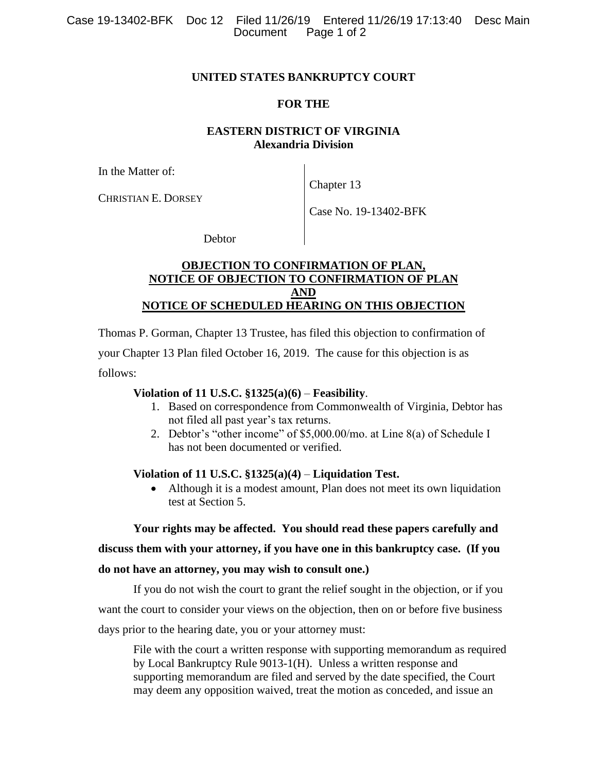**UNITED STATES BANKRUPTCY COURT**

**FOR THE**

**EASTERN DISTRICT OF VIRGINIA**
**Alexandria Division**

| | |
|---|---|
| In the Matter of:<br><br>CHRISTIAN E. DORSEY<br><br>Debtor | Chapter 13<br><br>Case No. 19-13402-BFK |

**OBJECTION TO CONFIRMATION OF PLAN,**
**NOTICE OF OBJECTION TO CONFIRMATION OF PLAN**
**AND**
**NOTICE OF SCHEDULED HEARING ON THIS OBJECTION**

Thomas P. Gorman, Chapter 13 Trustee, has filed this objection to confirmation of your Chapter 13 Plan filed October 16, 2019. The cause for this objection is as follows:

**Violation of 11 U.S.C. §1325(a)(6)** – **Feasibility**.

1. Based on correspondence from Commonwealth of Virginia, Debtor has not filed all past year's tax returns.
2. Debtor's "other income" of $5,000.00/mo. at Line 8(a) of Schedule I has not been documented or verified.

**Violation of 11 U.S.C. §1325(a)(4)** – **Liquidation Test.**

- Although it is a modest amount, Plan does not meet its own liquidation test at Section 5.

**Your rights may be affected. You should read these papers carefully and discuss them with your attorney, if you have one in this bankruptcy case. (If you do not have an attorney, you may wish to consult one.)**

If you do not wish the court to grant the relief sought in the objection, or if you want the court to consider your views on the objection, then on or before five business days prior to the hearing date, you or your attorney must:

File with the court a written response with supporting memorandum as required by Local Bankruptcy Rule 9013-1(H). Unless a written response and supporting memorandum are filed and served by the date specified, the Court may deem any opposition waived, treat the motion as conceded, and issue an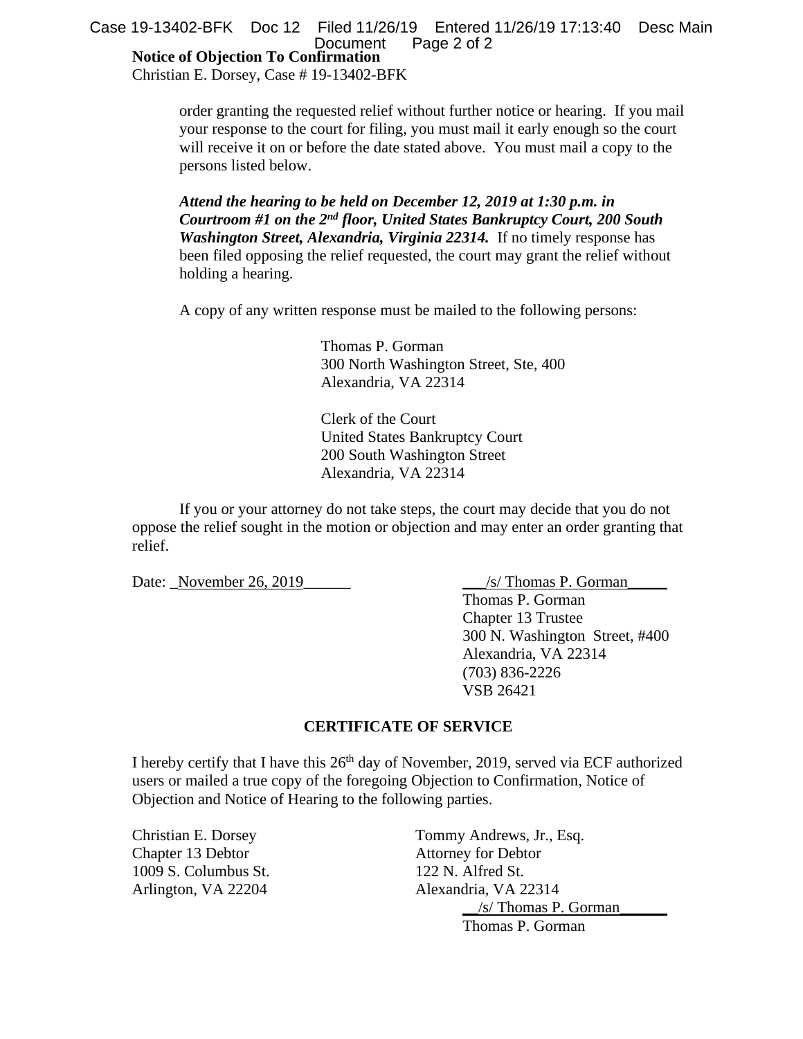**Notice of Objection To Confirmation**
Christian E. Dorsey, Case # 19-13402-BFK

order granting the requested relief without further notice or hearing. If you mail your response to the court for filing, you must mail it early enough so the court will receive it on or before the date stated above. You must mail a copy to the persons listed below.

***Attend the hearing to be held on December 12, 2019 at 1:30 p.m. in Courtroom #1 on the 2nd floor, United States Bankruptcy Court, 200 South Washington Street, Alexandria, Virginia 22314.*** If no timely response has been filed opposing the relief requested, the court may grant the relief without holding a hearing.

A copy of any written response must be mailed to the following persons:

Thomas P. Gorman
300 North Washington Street, Ste, 400
Alexandria, VA 22314

Clerk of the Court
United States Bankruptcy Court
200 South Washington Street
Alexandria, VA 22314

If you or your attorney do not take steps, the court may decide that you do not oppose the relief sought in the motion or objection and may enter an order granting that relief.

Date: November 26, 2019

/s/ Thomas P. Gorman
Thomas P. Gorman
Chapter 13 Trustee
300 N. Washington Street, #400
Alexandria, VA 22314
(703) 836-2226
VSB 26421

**CERTIFICATE OF SERVICE**

I hereby certify that I have this 26th day of November, 2019, served via ECF authorized users or mailed a true copy of the foregoing Objection to Confirmation, Notice of Objection and Notice of Hearing to the following parties.

Christian E. Dorsey
Chapter 13 Debtor
1009 S. Columbus St.
Arlington, VA 22204

Tommy Andrews, Jr., Esq.
Attorney for Debtor
122 N. Alfred St.
Alexandria, VA 22314

/s/ Thomas P. Gorman
Thomas P. Gorman